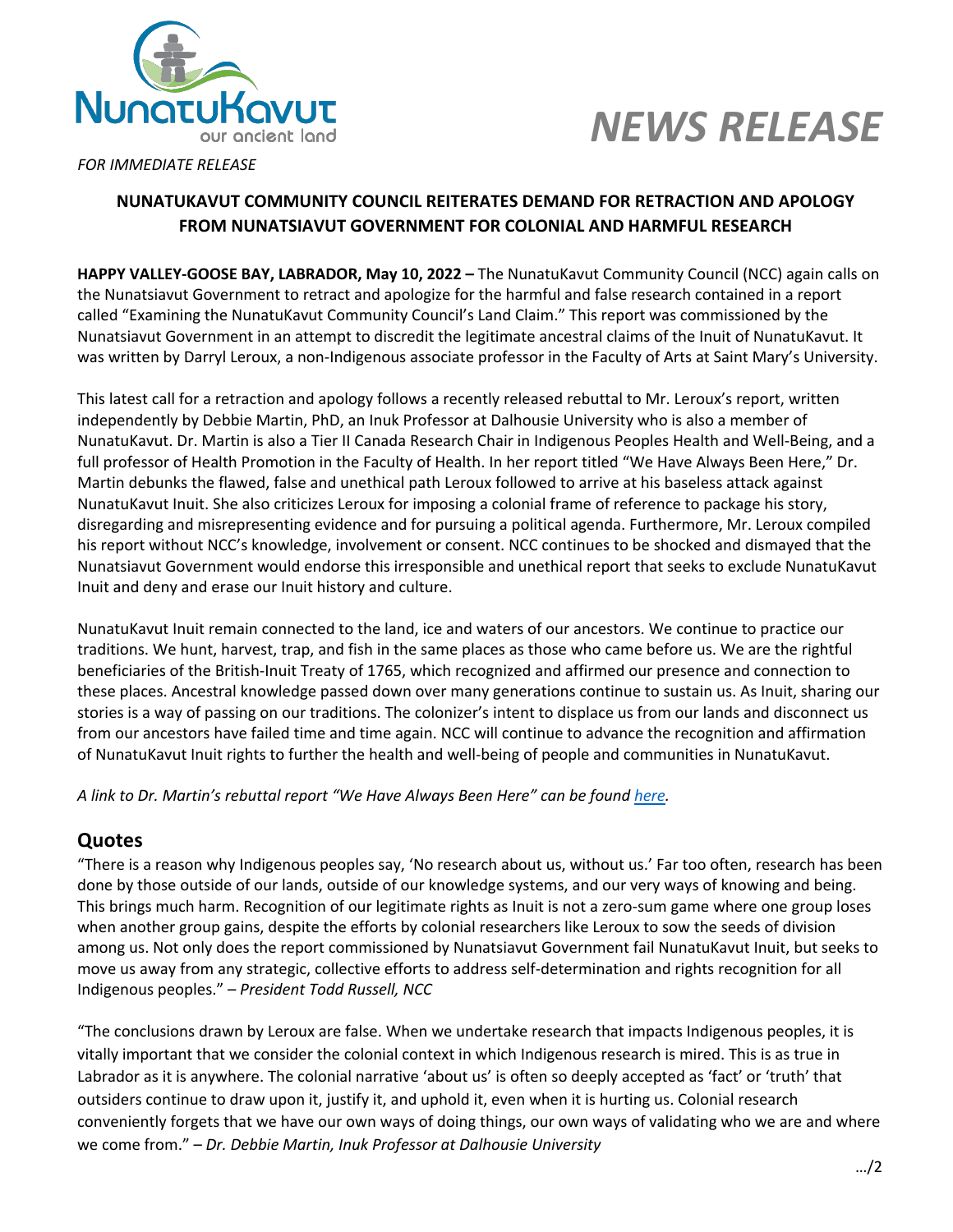# NEWS RELEASE

*FOR IMMEDIATE RELEASE*

## NUNATUKAVUT COMMUNITY COUNCIL REITERATES DEMAND FOR RETRACTION AND APOLOGY FROM NUNATSIAVUT GOVERNMENT FOR COLONIAL AND HARMFUL RESEARCH

**HAPPY VALLEY-GOOSE BAY, LABRADOR, May 10, 2022 –** The NunatuKavut Community Council (NCC) again calls on the Nunatsiavut Government to retract and apologize for the harmful and false research contained in a report called "Examining the NunatuKavut Community Council's Land Claim." This report was commissioned by the Nunatsiavut Government in an attempt to discredit the legitimate ancestral claims of the Inuit of NunatuKavut. It was written by Darryl Leroux, a non-Indigenous associate professor in the Faculty of Arts at Saint Mary's University.

This latest call for a retraction and apology follows a recently released rebuttal to Mr. Leroux's report, written independently by Debbie Martin, PhD, an Inuk Professor at Dalhousie University who is also a member of NunatuKavut. Dr. Martin is also a Tier II Canada Research Chair in Indigenous Peoples Health and Well-Being, and a full professor of Health Promotion in the Faculty of Health. In her report titled "We Have Always Been Here," Dr. Martin debunks the flawed, false and unethical path Leroux followed to arrive at his baseless attack against NunatuKavut Inuit. She also criticizes Leroux for imposing a colonial frame of reference to package his story, disregarding and misrepresenting evidence and for pursuing a political agenda. Furthermore, Mr. Leroux compiled his report without NCC's knowledge, involvement or consent. NCC continues to be shocked and dismayed that the Nunatsiavut Government would endorse this irresponsible and unethical report that seeks to exclude NunatuKavut Inuit and deny and erase our Inuit history and culture.

NunatuKavut Inuit remain connected to the land, ice and waters of our ancestors. We continue to practice our traditions. We hunt, harvest, trap, and fish in the same places as those who came before us. We are the rightful beneficiaries of the British-Inuit Treaty of 1765, which recognized and affirmed our presence and connection to these places. Ancestral knowledge passed down over many generations continue to sustain us. As Inuit, sharing our stories is a way of passing on our traditions. The colonizer's intent to displace us from our lands and disconnect us from our ancestors have failed time and time again. NCC will continue to advance the recognition and affirmation of NunatuKavut Inuit rights to further the health and well-being of people and communities in NunatuKavut.

*A link to Dr. Martin's rebuttal report "We Have Always Been Here" can be found here.*

## Quotes

"There is a reason why Indigenous peoples say, 'No research about us, without us.' Far too often, research has been done by those outside of our lands, outside of our knowledge systems, and our very ways of knowing and being. This brings much harm. Recognition of our legitimate rights as Inuit is not a zero-sum game where one group loses when another group gains, despite the efforts by colonial researchers like Leroux to sow the seeds of division among us. Not only does the report commissioned by Nunatsiavut Government fail NunatuKavut Inuit, but seeks to move us away from any strategic, collective efforts to address self-determination and rights recognition for all Indigenous peoples." – *President Todd Russell, NCC*

"The conclusions drawn by Leroux are false. When we undertake research that impacts Indigenous peoples, it is vitally important that we consider the colonial context in which Indigenous research is mired. This is as true in Labrador as it is anywhere. The colonial narrative 'about us' is often so deeply accepted as 'fact' or 'truth' that outsiders continue to draw upon it, justify it, and uphold it, even when it is hurting us. Colonial research conveniently forgets that we have our own ways of doing things, our own ways of validating who we are and where we come from." – *Dr. Debbie Martin, Inuk Professor at Dalhousie University*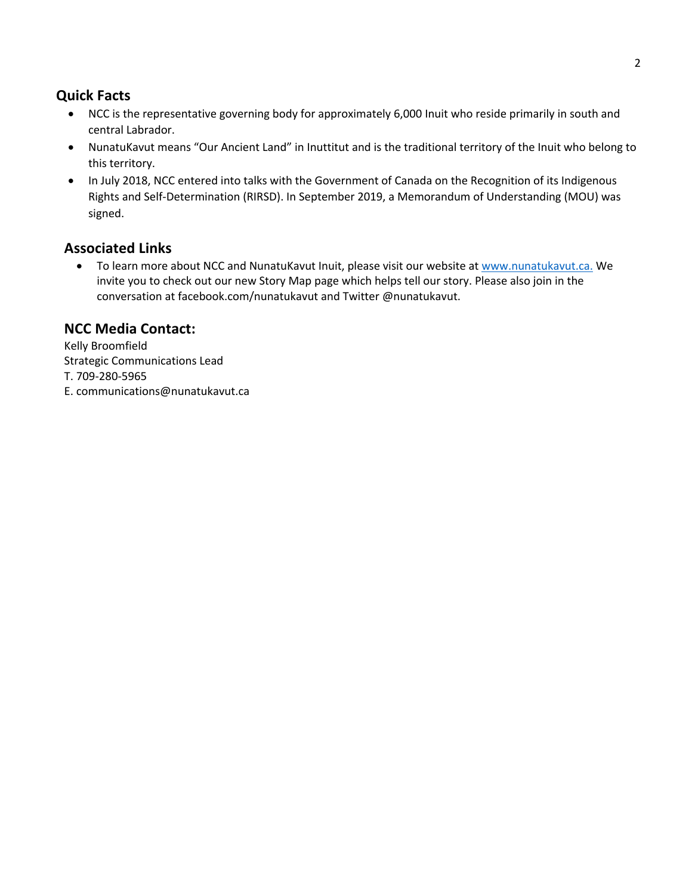## Quick Facts

- NCC is the representative governing body for approximately 6,000 Inuit who reside primarily in south and central Labrador.
- NunatuKavut means "Our Ancient Land" in Inuttitut and is the traditional territory of the Inuit who belong to this territory.
- In July 2018, NCC entered into talks with the Government of Canada on the Recognition of its Indigenous Rights and Self-Determination (RIRSD). In September 2019, a Memorandum of Understanding (MOU) was signed.

## Associated Links

- To learn more about NCC and NunatuKavut Inuit, please visit our website at [www.nunatukavut.ca.](http://www.nunatukavut.ca) We invite you to check out our new Story Map page which helps tell our story. Please also join in the conversation at facebook.com/nunatukavut and Twitter @nunatukavut.

## NCC Media Contact:

Kelly Broomfield
Strategic Communications Lead
T. 709-280-5965
E. communications@nunatukavut.ca